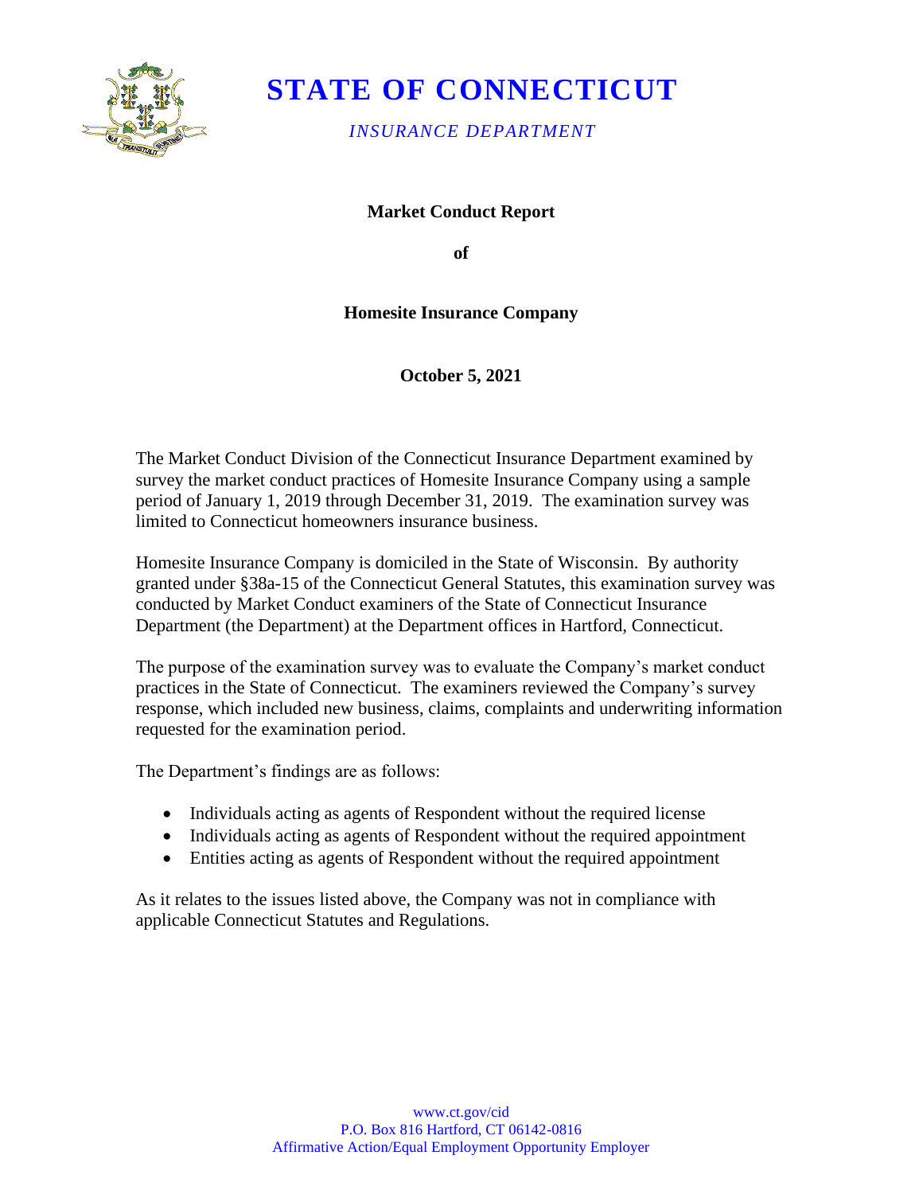# STATE OF CONNECTICUT

*INSURANCE DEPARTMENT*

**Market Conduct Report**

**of**

**Homesite Insurance Company**

**October 5, 2021**

The Market Conduct Division of the Connecticut Insurance Department examined by survey the market conduct practices of Homesite Insurance Company using a sample period of January 1, 2019 through December 31, 2019. The examination survey was limited to Connecticut homeowners insurance business.

Homesite Insurance Company is domiciled in the State of Wisconsin. By authority granted under §38a-15 of the Connecticut General Statutes, this examination survey was conducted by Market Conduct examiners of the State of Connecticut Insurance Department (the Department) at the Department offices in Hartford, Connecticut.

The purpose of the examination survey was to evaluate the Company's market conduct practices in the State of Connecticut. The examiners reviewed the Company's survey response, which included new business, claims, complaints and underwriting information requested for the examination period.

The Department's findings are as follows:

- Individuals acting as agents of Respondent without the required license
- Individuals acting as agents of Respondent without the required appointment
- Entities acting as agents of Respondent without the required appointment

As it relates to the issues listed above, the Company was not in compliance with applicable Connecticut Statutes and Regulations.

www.ct.gov/cid
P.O. Box 816 Hartford, CT 06142-0816
Affirmative Action/Equal Employment Opportunity Employer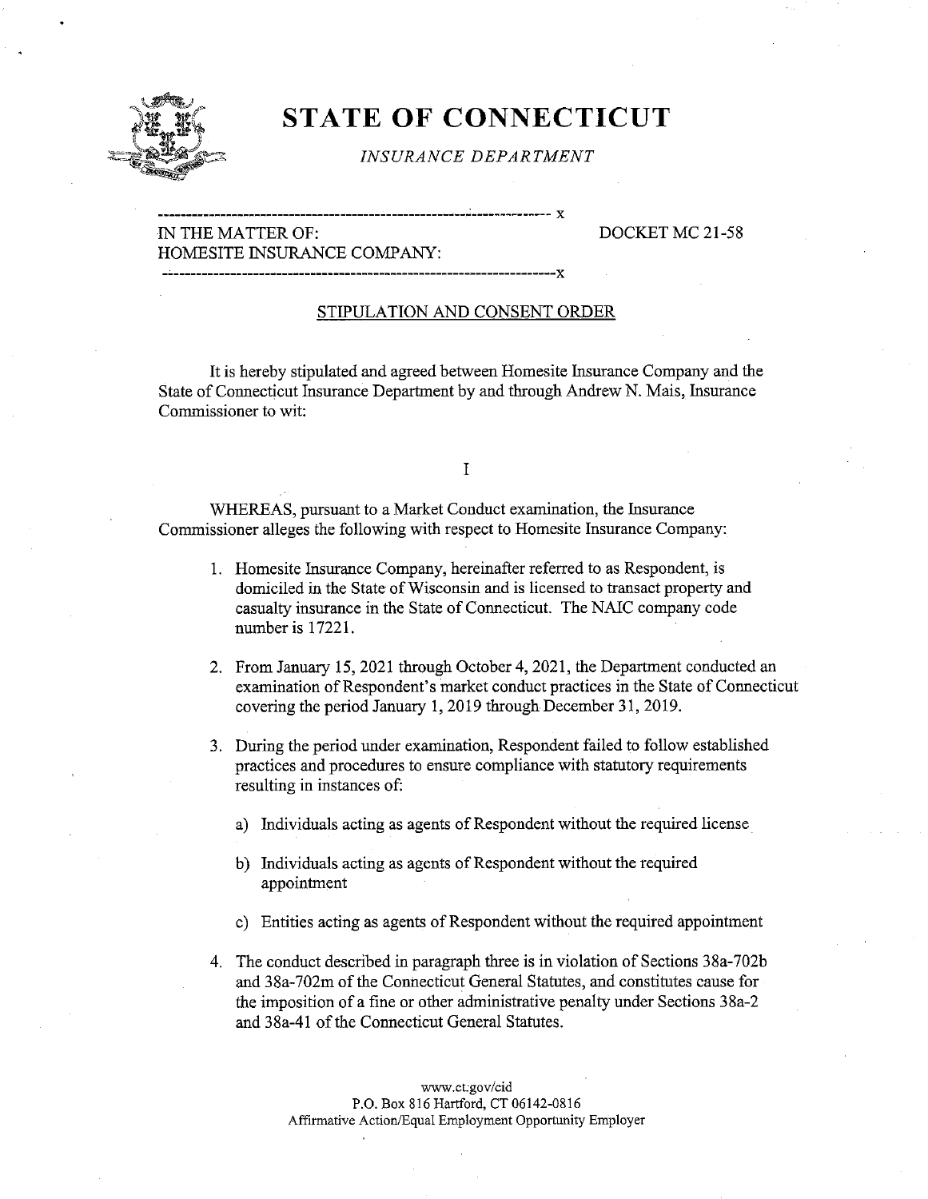# STATE OF CONNECTICUT

*INSURANCE DEPARTMENT*

IN THE MATTER OF: HOMESITE INSURANCE COMPANY: | DOCKET MC 21-58

## STIPULATION AND CONSENT ORDER

It is hereby stipulated and agreed between Homesite Insurance Company and the State of Connecticut Insurance Department by and through Andrew N. Mais, Insurance Commissioner to wit:

I

WHEREAS, pursuant to a Market Conduct examination, the Insurance Commissioner alleges the following with respect to Homesite Insurance Company:

1. Homesite Insurance Company, hereinafter referred to as Respondent, is domiciled in the State of Wisconsin and is licensed to transact property and casualty insurance in the State of Connecticut. The NAIC company code number is 17221.

2. From January 15, 2021 through October 4, 2021, the Department conducted an examination of Respondent's market conduct practices in the State of Connecticut covering the period January 1, 2019 through December 31, 2019.

3. During the period under examination, Respondent failed to follow established practices and procedures to ensure compliance with statutory requirements resulting in instances of:

   a) Individuals acting as agents of Respondent without the required license

   b) Individuals acting as agents of Respondent without the required appointment

   c) Entities acting as agents of Respondent without the required appointment

4. The conduct described in paragraph three is in violation of Sections 38a-702b and 38a-702m of the Connecticut General Statutes, and constitutes cause for the imposition of a fine or other administrative penalty under Sections 38a-2 and 38a-41 of the Connecticut General Statutes.

www.ct.gov/cid
P.O. Box 816 Hartford, CT 06142-0816
Affirmative Action/Equal Employment Opportunity Employer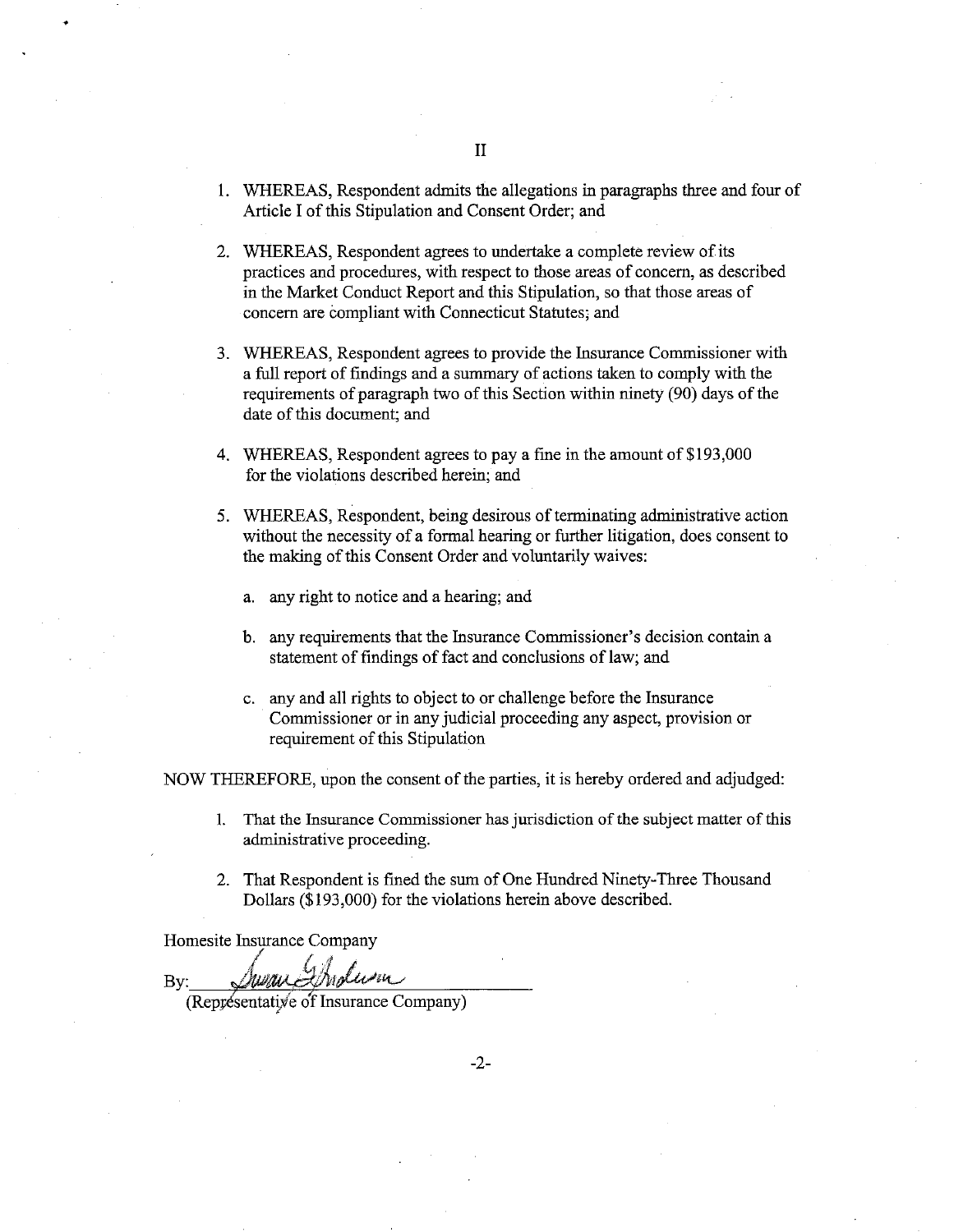## II

1. WHEREAS, Respondent admits the allegations in paragraphs three and four of Article I of this Stipulation and Consent Order; and

2. WHEREAS, Respondent agrees to undertake a complete review of its practices and procedures, with respect to those areas of concern, as described in the Market Conduct Report and this Stipulation, so that those areas of concern are compliant with Connecticut Statutes; and

3. WHEREAS, Respondent agrees to provide the Insurance Commissioner with a full report of findings and a summary of actions taken to comply with the requirements of paragraph two of this Section within ninety (90) days of the date of this document; and

4. WHEREAS, Respondent agrees to pay a fine in the amount of $193,000 for the violations described herein; and

5. WHEREAS, Respondent, being desirous of terminating administrative action without the necessity of a formal hearing or further litigation, does consent to the making of this Consent Order and voluntarily waives:

   a. any right to notice and a hearing; and

   b. any requirements that the Insurance Commissioner's decision contain a statement of findings of fact and conclusions of law; and

   c. any and all rights to object to or challenge before the Insurance Commissioner or in any judicial proceeding any aspect, provision or requirement of this Stipulation

NOW THEREFORE, upon the consent of the parties, it is hereby ordered and adjudged:

1. That the Insurance Commissioner has jurisdiction of the subject matter of this administrative proceeding.

2. That Respondent is fined the sum of One Hundred Ninety-Three Thousand Dollars ($193,000) for the violations herein above described.

Homesite Insurance Company

By: *Susan Gholson* ______________________
(Representative of Insurance Company)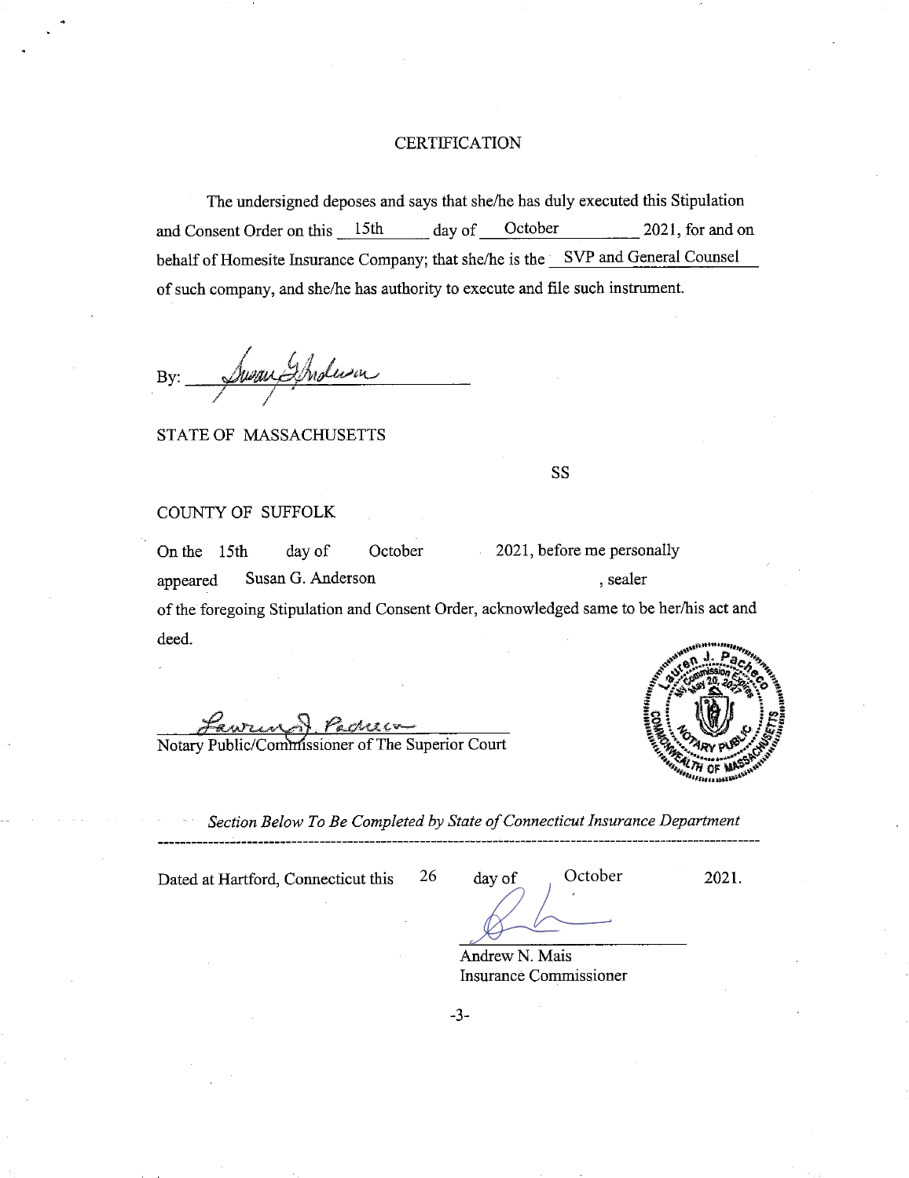# CERTIFICATION

The undersigned deposes and says that she/he has duly executed this Stipulation and Consent Order on this 15th day of October 2021, for and on behalf of Homesite Insurance Company; that she/he is the SVP and General Counsel of such company, and she/he has authority to execute and file such instrument.

By: Susan G. Anderson

STATE OF MASSACHUSETTS

SS

COUNTY OF SUFFOLK

On the 15th day of October 2021, before me personally appeared Susan G. Anderson, sealer of the foregoing Stipulation and Consent Order, acknowledged same to be her/his act and deed.

Lauren J. Pacheco
Notary Public/Commissioner of The Superior Court

Lauren J. Pacheco
Notary Public
Commonwealth of Massachusetts
My Commission Expires May 20, 2027

*Section Below To Be Completed by State of Connecticut Insurance Department*

---

Dated at Hartford, Connecticut this 26 day of October 2021.

Andrew N. Mais
Insurance Commissioner